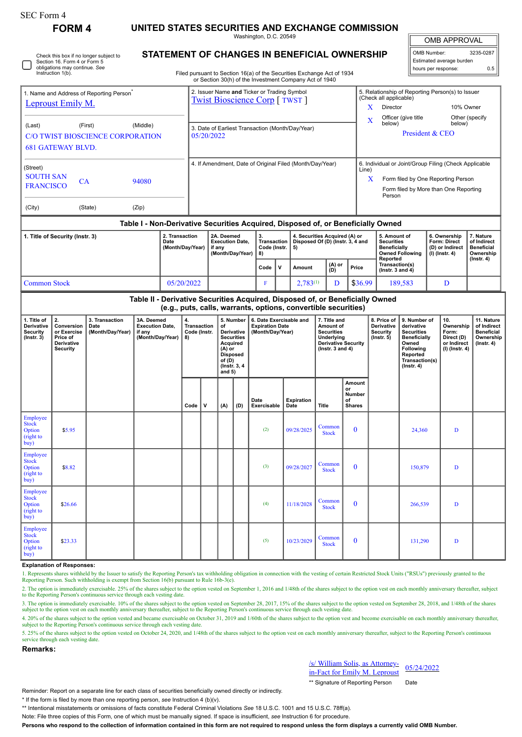SEC Form 4

# FORM 4

## UNITED STATES SECURITIES AND EXCHANGE COMMISSION

Washington, D.C. 20549

## STATEMENT OF CHANGES IN BENEFICIAL OWNERSHIP

Filed pursuant to Section 16(a) of the Securities Exchange Act of 1934 or Section 30(h) of the Investment Company Act of 1940

| OMB APPROVAL | |
|---|---|
| OMB Number: | 3235-0287 |
| Estimated average burden hours per response: | 0.5 |

☐ Check this box if no longer subject to Section 16. Form 4 or Form 5 obligations may continue. *See* Instruction 1(b).

1. Name and Address of Reporting Person*
Leproust Emily M.

(Last) (First) (Middle)
C/O TWIST BIOSCIENCE CORPORATION
681 GATEWAY BLVD.

(Street)
SOUTH SAN FRANCISCO CA 94080

(City) (State) (Zip)

2. Issuer Name **and** Ticker or Trading Symbol
Twist Bioscience Corp [ TWST ]

3. Date of Earliest Transaction (Month/Day/Year)
05/20/2022

4. If Amendment, Date of Original Filed (Month/Day/Year)

5. Relationship of Reporting Person(s) to Issuer (Check all applicable)
X Director
10% Owner
X Officer (give title below)
Other (specify below)
President & CEO

6. Individual or Joint/Group Filing (Check Applicable Line)
X Form filed by One Reporting Person
Form filed by More than One Reporting Person

### Table I - Non-Derivative Securities Acquired, Disposed of, or Beneficially Owned

| 1. Title of Security (Instr. 3) | 2. Transaction Date (Month/Day/Year) | 2A. Deemed Execution Date, if any (Month/Day/Year) | 3. Transaction Code (Instr. 8) Code | V | 4. Securities Acquired (A) or Disposed Of (D) (Instr. 3, 4 and 5) Amount | (A) or (D) | Price | 5. Amount of Securities Beneficially Owned Following Reported Transaction(s) (Instr. 3 and 4) | 6. Ownership Form: Direct (D) or Indirect (I) (Instr. 4) | 7. Nature of Indirect Beneficial Ownership (Instr. 4) |
|---|---|---|---|---|---|---|---|---|---|---|
| Common Stock | 05/20/2022 | | F | | 2,783[(1)] | D | $36.99 | 189,583 | D | |

### Table II - Derivative Securities Acquired, Disposed of, or Beneficially Owned (e.g., puts, calls, warrants, options, convertible securities)

| 1. Title of Derivative Security (Instr. 3) | 2. Conversion or Exercise Price of Derivative Security | 3. Transaction Date (Month/Day/Year) | 3A. Deemed Execution Date, if any (Month/Day/Year) | 4. Transaction Code (Instr. 8) Code | V | 5. Number of Derivative Securities Acquired (A) or Disposed of (D) (Instr. 3, 4 and 5) (A) | (D) | 6. Date Exercisable and Expiration Date (Month/Day/Year) Date Exercisable | Expiration Date | 7. Title and Amount of Securities Underlying Derivative Security (Instr. 3 and 4) Title | Amount or Number of Shares | 8. Price of Derivative Security (Instr. 5) | 9. Number of derivative Securities Beneficially Owned Following Reported Transaction(s) (Instr. 4) | 10. Ownership Form: Direct (D) or Indirect (I) (Instr. 4) | 11. Nature of Indirect Beneficial Ownership (Instr. 4) |
|---|---|---|---|---|---|---|---|---|---|---|---|---|---|---|---|
| Employee Stock Option (right to buy) | $5.95 | | | | | | | (2) | 09/28/2025 | Common Stock | 0 | | 24,360 | D | |
| Employee Stock Option (right to buy) | $8.82 | | | | | | | (3) | 09/28/2027 | Common Stock | 0 | | 150,879 | D | |
| Employee Stock Option (right to buy) | $26.66 | | | | | | | (4) | 11/18/2028 | Common Stock | 0 | | 266,539 | D | |
| Employee Stock Option (right to buy) | $23.33 | | | | | | | (5) | 10/23/2029 | Common Stock | 0 | | 131,290 | D | |

**Explanation of Responses:**

1. Represents shares withheld by the Issuer to satisfy the Reporting Person's tax withholding obligation in connection with the vesting of certain Restricted Stock Units ("RSUs") previously granted to the Reporting Person. Such withholding is exempt from Section 16(b) pursuant to Rule 16b-3(e).

2. The option is immediately exercisable. 25% of the shares subject to the option vested on September 1, 2016 and 1/48th of the shares subject to the option vest on each monthly anniversary thereafter, subject to the Reporting Person's continuous service through each vesting date.

3. The option is immediately exercisable. 10% of the shares subject to the option vested on September 28, 2017, 15% of the shares subject to the option vested on September 28, 2018, and 1/48th of the shares subject to the option vest on each monthly anniversary thereafter, subject to the Reporting Person's continuous service through each vesting date.

4. 20% of the shares subject to the option vested and became exercisable on October 31, 2019 and 1/60th of the shares subject to the option vest and become exercisable on each monthly anniversary thereafter, subject to the Reporting Person's continuous service through each vesting date.

5. 25% of the shares subject to the option vested on October 24, 2020, and 1/48th of the shares subject to the option vest on each monthly anniversary thereafter, subject to the Reporting Person's continuous service through each vesting date.

**Remarks:**

/s/ William Solis, as Attorney-in-Fact for Emily M. Leproust — 05/24/2022

** Signature of Reporting Person — Date

Reminder: Report on a separate line for each class of securities beneficially owned directly or indirectly.

* If the form is filed by more than one reporting person, *see* Instruction 4 (b)(v).

** Intentional misstatements or omissions of facts constitute Federal Criminal Violations *See* 18 U.S.C. 1001 and 15 U.S.C. 78ff(a).

Note: File three copies of this Form, one of which must be manually signed. If space is insufficient, *see* Instruction 6 for procedure.

**Persons who respond to the collection of information contained in this form are not required to respond unless the form displays a currently valid OMB Number.**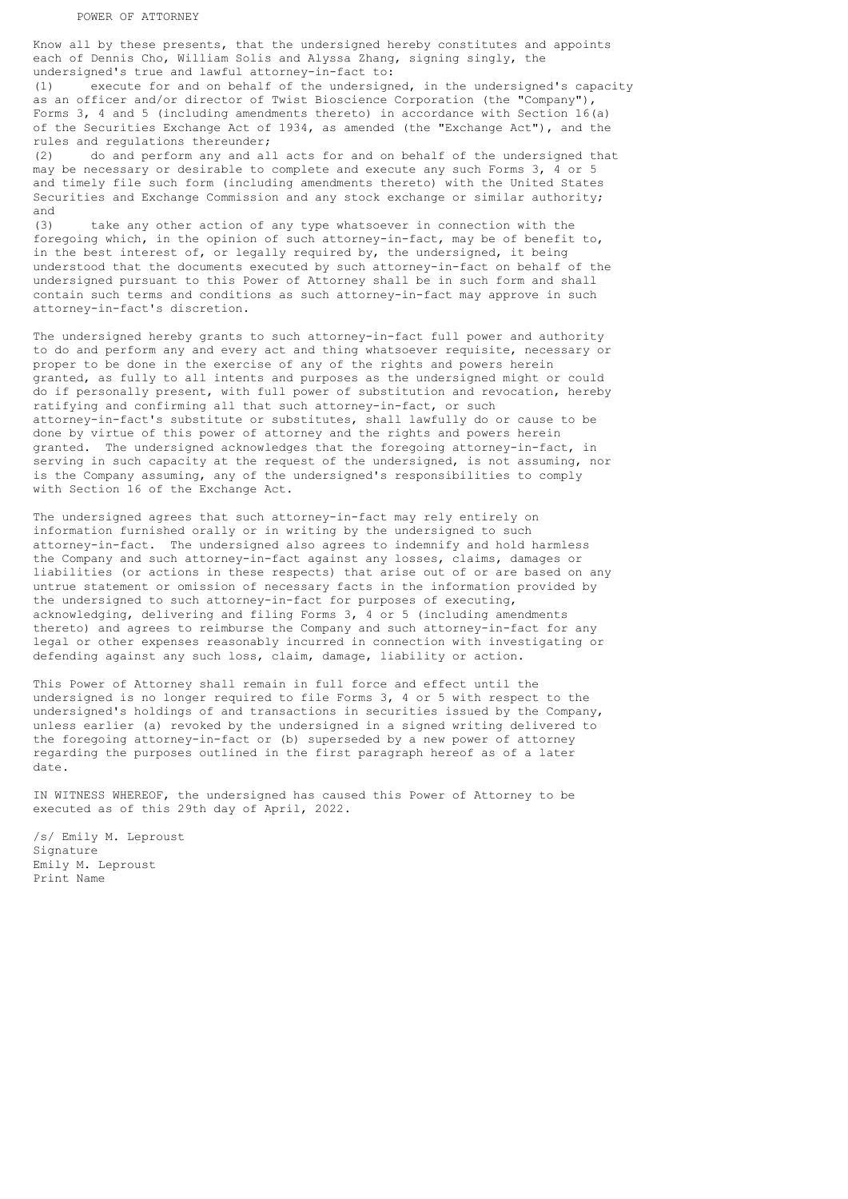# POWER OF ATTORNEY

Know all by these presents, that the undersigned hereby constitutes and appoints each of Dennis Cho, William Solis and Alyssa Zhang, signing singly, the undersigned's true and lawful attorney-in-fact to:

(1) execute for and on behalf of the undersigned, in the undersigned's capacity as an officer and/or director of Twist Bioscience Corporation (the "Company"), Forms 3, 4 and 5 (including amendments thereto) in accordance with Section 16(a) of the Securities Exchange Act of 1934, as amended (the "Exchange Act"), and the rules and regulations thereunder;

(2) do and perform any and all acts for and on behalf of the undersigned that may be necessary or desirable to complete and execute any such Forms 3, 4 or 5 and timely file such form (including amendments thereto) with the United States Securities and Exchange Commission and any stock exchange or similar authority; and

(3) take any other action of any type whatsoever in connection with the foregoing which, in the opinion of such attorney-in-fact, may be of benefit to, in the best interest of, or legally required by, the undersigned, it being understood that the documents executed by such attorney-in-fact on behalf of the undersigned pursuant to this Power of Attorney shall be in such form and shall contain such terms and conditions as such attorney-in-fact may approve in such attorney-in-fact's discretion.

The undersigned hereby grants to such attorney-in-fact full power and authority to do and perform any and every act and thing whatsoever requisite, necessary or proper to be done in the exercise of any of the rights and powers herein granted, as fully to all intents and purposes as the undersigned might or could do if personally present, with full power of substitution and revocation, hereby ratifying and confirming all that such attorney-in-fact, or such attorney-in-fact's substitute or substitutes, shall lawfully do or cause to be done by virtue of this power of attorney and the rights and powers herein granted. The undersigned acknowledges that the foregoing attorney-in-fact, in serving in such capacity at the request of the undersigned, is not assuming, nor is the Company assuming, any of the undersigned's responsibilities to comply with Section 16 of the Exchange Act.

The undersigned agrees that such attorney-in-fact may rely entirely on information furnished orally or in writing by the undersigned to such attorney-in-fact. The undersigned also agrees to indemnify and hold harmless the Company and such attorney-in-fact against any losses, claims, damages or liabilities (or actions in these respects) that arise out of or are based on any untrue statement or omission of necessary facts in the information provided by the undersigned to such attorney-in-fact for purposes of executing, acknowledging, delivering and filing Forms 3, 4 or 5 (including amendments thereto) and agrees to reimburse the Company and such attorney-in-fact for any legal or other expenses reasonably incurred in connection with investigating or defending against any such loss, claim, damage, liability or action.

This Power of Attorney shall remain in full force and effect until the undersigned is no longer required to file Forms 3, 4 or 5 with respect to the undersigned's holdings of and transactions in securities issued by the Company, unless earlier (a) revoked by the undersigned in a signed writing delivered to the foregoing attorney-in-fact or (b) superseded by a new power of attorney regarding the purposes outlined in the first paragraph hereof as of a later date.

IN WITNESS WHEREOF, the undersigned has caused this Power of Attorney to be executed as of this 29th day of April, 2022.

/s/ Emily M. Leproust
Signature
Emily M. Leproust
Print Name